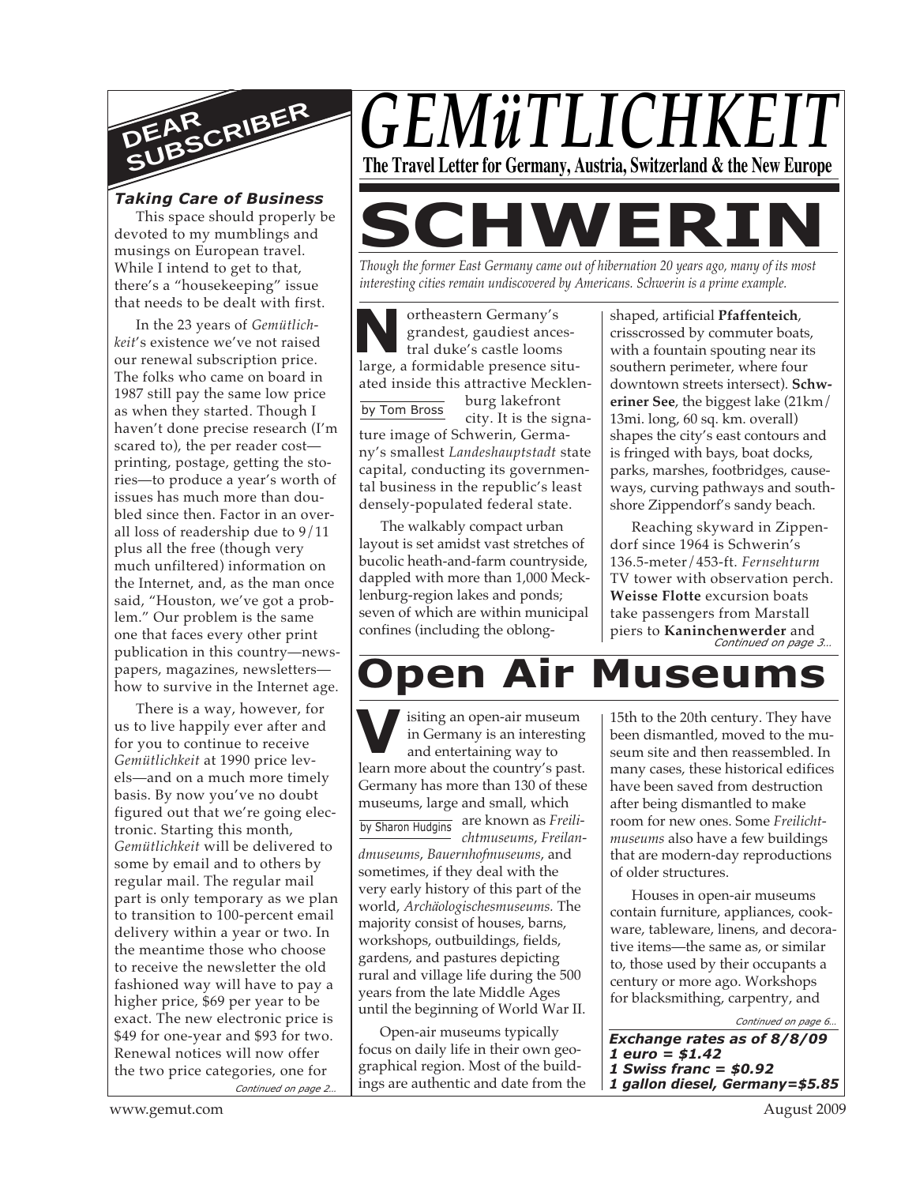# GEMüTLICHKEIT

**The Travel Letter for Germany, Austria, Switzerland & the New Europe**

## DEAR SUBSCRIBER

***Taking Care of Business***

This space should properly be devoted to my mumblings and musings on European travel. While I intend to get to that, there's a "housekeeping" issue that needs to be dealt with first.

In the 23 years of *Gemütlichkeit*'s existence we've not raised our renewal subscription price. The folks who came on board in 1987 still pay the same low price as when they started. Though I haven't done precise research (I'm scared to), the per reader cost—printing, postage, getting the stories—to produce a year's worth of issues has much more than doubled since then. Factor in an overall loss of readership due to 9/11 plus all the free (though very much unfiltered) information on the Internet, and, as the man once said, "Houston, we've got a problem." Our problem is the same one that faces every other print publication in this country—newspapers, magazines, newsletters—how to survive in the Internet age.

There is a way, however, for us to live happily ever after and for you to continue to receive *Gemütlichkeit* at 1990 price levels—and on a much more timely basis. By now you've no doubt figured out that we're going electronic. Starting this month, *Gemütlichkeit* will be delivered to some by email and to others by regular mail. The regular mail part is only temporary as we plan to transition to 100-percent email delivery within a year or two. In the meantime those who choose to receive the newsletter the old fashioned way will have to pay a higher price, $69 per year to be exact. The new electronic price is $49 for one-year and $93 for two. Renewal notices will now offer the two price categories, one for

*Continued on page 2…*

# SCHWERIN

*Though the former East Germany came out of hibernation 20 years ago, many of its most interesting cities remain undiscovered by Americans. Schwerin is a prime example.*

by Tom Bross

Northeastern Germany's grandest, gaudiest ancestral duke's castle looms large, a formidable presence situated inside this attractive Mecklenburg lakefront city. It is the signature image of Schwerin, Germany's smallest *Landeshauptstadt* state capital, conducting its governmental business in the republic's least densely-populated federal state.

The walkably compact urban layout is set amidst vast stretches of bucolic heath-and-farm countryside, dappled with more than 1,000 Mecklenburg-region lakes and ponds; seven of which are within municipal confines (including the oblong-shaped, artificial **Pfaffenteich**, crisscrossed by commuter boats, with a fountain spouting near its southern perimeter, where four downtown streets intersect). **Schweriner See**, the biggest lake (21km/13mi. long, 60 sq. km. overall) shapes the city's east contours and is fringed with bays, boat docks, parks, marshes, footbridges, causeways, curving pathways and southshore Zippendorf's sandy beach.

Reaching skyward in Zippendorf since 1964 is Schwerin's 136.5-meter/453-ft. *Fernsehturm* TV tower with observation perch. **Weisse Flotte** excursion boats take passengers from Marstall piers to **Kaninchenwerder** and

*Continued on page 3…*

# Open Air Museums

by Sharon Hudgins

Visiting an open-air museum in Germany is an interesting and entertaining way to learn more about the country's past. Germany has more than 130 of these museums, large and small, which are known as *Freilichtmuseums*, *Freilandmuseums*, *Bauernhofmuseums*, and sometimes, if they deal with the very early history of this part of the world, *Archäologischesmuseums.* The majority consist of houses, barns, workshops, outbuildings, fields, gardens, and pastures depicting rural and village life during the 500 years from the late Middle Ages until the beginning of World War II.

Open-air museums typically focus on daily life in their own geographical region. Most of the buildings are authentic and date from the 15th to the 20th century. They have been dismantled, moved to the museum site and then reassembled. In many cases, these historical edifices have been saved from destruction after being dismantled to make room for new ones. Some *Freilichtmuseums* also have a few buildings that are modern-day reproductions of older structures.

Houses in open-air museums contain furniture, appliances, cookware, tableware, linens, and decorative items—the same as, or similar to, those used by their occupants a century or more ago. Workshops for blacksmithing, carpentry, and

*Continued on page 6…*

***Exchange rates as of 8/8/09***
***1 euro = $1.42***
***1 Swiss franc = $0.92***
***1 gallon diesel, Germany=$5.85***

www.gemut.com — August 2009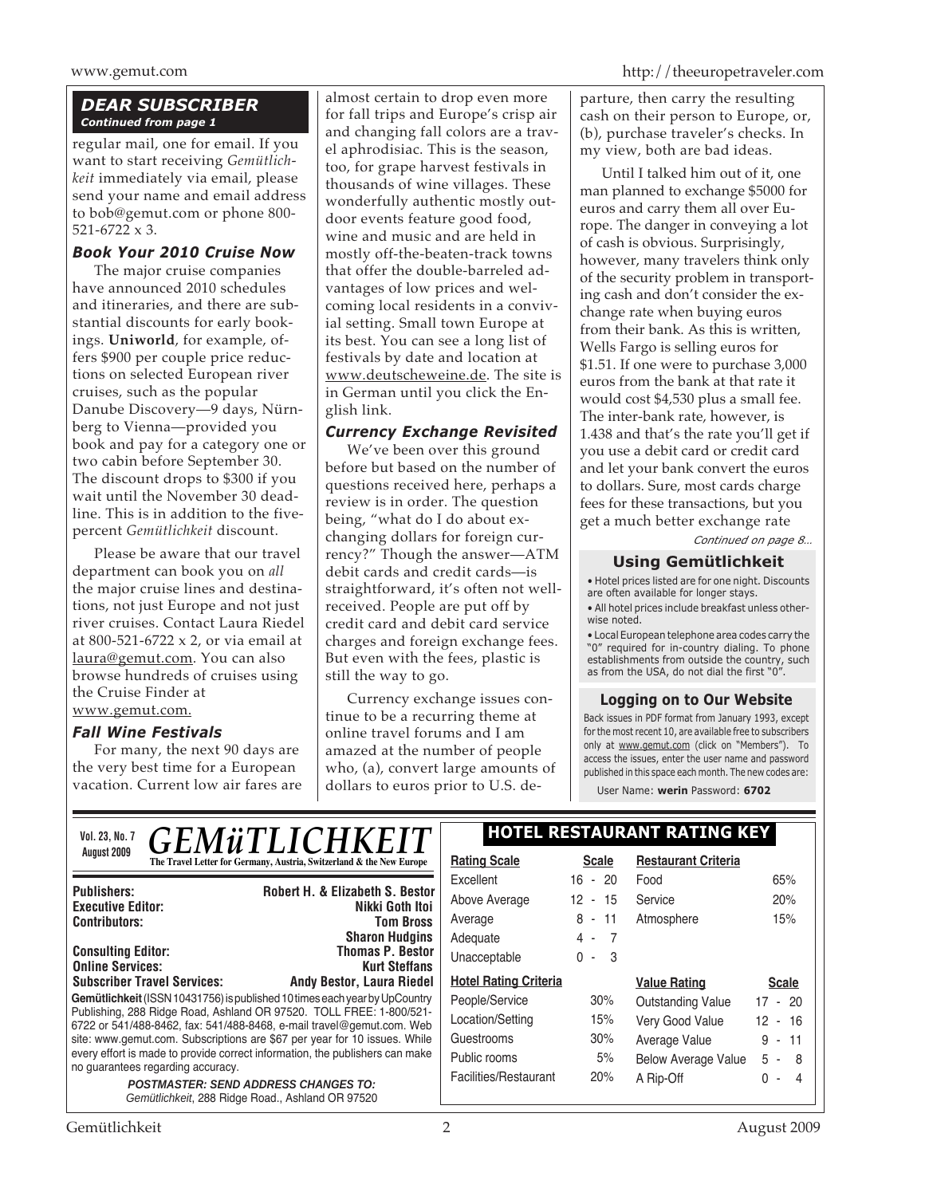## DEAR SUBSCRIBER

*Continued from page 1*

regular mail, one for email. If you want to start receiving *Gemütlichkeit* immediately via email, please send your name and email address to bob@gemut.com or phone 800-521-6722 x 3.

### Book Your 2010 Cruise Now

The major cruise companies have announced 2010 schedules and itineraries, and there are substantial discounts for early bookings. **Uniworld**, for example, offers $900 per couple price reductions on selected European river cruises, such as the popular Danube Discovery—9 days, Nürnberg to Vienna—provided you book and pay for a category one or two cabin before September 30. The discount drops to $300 if you wait until the November 30 deadline. This is in addition to the five-percent *Gemütlichkeit* discount.

Please be aware that our travel department can book you on *all* the major cruise lines and destinations, not just Europe and not just river cruises. Contact Laura Riedel at 800-521-6722 x 2, or via email at laura@gemut.com. You can also browse hundreds of cruises using the Cruise Finder at www.gemut.com.

### Fall Wine Festivals

For many, the next 90 days are the very best time for a European vacation. Current low air fares are almost certain to drop even more for fall trips and Europe's crisp air and changing fall colors are a travel aphrodisiac. This is the season, too, for grape harvest festivals in thousands of wine villages. These wonderfully authentic mostly outdoor events feature good food, wine and music and are held in mostly off-the-beaten-track towns that offer the double-barreled advantages of low prices and welcoming local residents in a convivial setting. Small town Europe at its best. You can see a long list of festivals by date and location at www.deutscheweine.de. The site is in German until you click the English link.

### Currency Exchange Revisited

We've been over this ground before but based on the number of questions received here, perhaps a review is in order. The question being, "what do I do about exchanging dollars for foreign currency?" Though the answer—ATM debit cards and credit cards—is straightforward, it's often not well-received. People are put off by credit card and debit card service charges and foreign exchange fees. But even with the fees, plastic is still the way to go.

Currency exchange issues continue to be a recurring theme at online travel forums and I am amazed at the number of people who, (a), convert large amounts of dollars to euros prior to U.S. departure, then carry the resulting cash on their person to Europe, or, (b), purchase traveler's checks. In my view, both are bad ideas.

Until I talked him out of it, one man planned to exchange $5000 for euros and carry them all over Europe. The danger in conveying a lot of cash is obvious. Surprisingly, however, many travelers think only of the security problem in transporting cash and don't consider the exchange rate when buying euros from their bank. As this is written, Wells Fargo is selling euros for $1.51. If one were to purchase 3,000 euros from the bank at that rate it would cost $4,530 plus a small fee. The inter-bank rate, however, is 1.438 and that's the rate you'll get if you use a debit card or credit card and let your bank convert the euros to dollars. Sure, most cards charge fees for these transactions, but you get a much better exchange rate

*Continued on page 8…*

### Using Gemütlichkeit

- Hotel prices listed are for one night. Discounts are often available for longer stays.
- All hotel prices include breakfast unless otherwise noted.
- Local European telephone area codes carry the "0" required for in-country dialing. To phone establishments from outside the country, such as from the USA, do not dial the first "0".

### Logging on to Our Website

Back issues in PDF format from January 1993, except for the most recent 10, are available free to subscribers only at www.gemut.com (click on "Members"). To access the issues, enter the user name and password published in this space each month. The new codes are:

User Name: **werin** Password: **6702**

---

Vol. 23, No. 7
August 2009

# GEMüTLICHKEIT

**The Travel Letter for Germany, Austria, Switzerland & the New Europe**

| | |
|---|---|
| **Publishers:** | **Robert H. & Elizabeth S. Bestor** |
| **Executive Editor:** | **Nikki Goth Itoi** |
| **Contributors:** | **Tom Bross** |
| | **Sharon Hudgins** |
| **Consulting Editor:** | **Thomas P. Bestor** |
| **Online Services:** | **Kurt Steffans** |
| **Subscriber Travel Services:** | **Andy Bestor, Laura Riedel** |

**Gemütlichkeit** (ISSN 10431756) is published 10 times each year by UpCountry Publishing, 288 Ridge Road, Ashland OR 97520. TOLL FREE: 1-800/521-6722 or 541/488-8462, fax: 541/488-8468, e-mail travel@gemut.com. Web site: www.gemut.com. Subscriptions are $67 per year for 10 issues. While every effort is made to provide correct information, the publishers can make no guarantees regarding accuracy.

***POSTMASTER: SEND ADDRESS CHANGES TO:***
*Gemütlichkeit*, 288 Ridge Road., Ashland OR 97520

## HOTEL RESTAURANT RATING KEY

| Rating Scale | Scale |
|---|---|
| Excellent | 16 - 20 |
| Above Average | 12 - 15 |
| Average | 8 - 11 |
| Adequate | 4 - 7 |
| Unacceptable | 0 - 3 |

| Restaurant Criteria | |
|---|---|
| Food | 65% |
| Service | 20% |
| Atmosphere | 15% |

| Hotel Rating Criteria | |
|---|---|
| People/Service | 30% |
| Location/Setting | 15% |
| Guestrooms | 30% |
| Public rooms | 5% |
| Facilities/Restaurant | 20% |

| Value Rating | Scale |
|---|---|
| Outstanding Value | 17 - 20 |
| Very Good Value | 12 - 16 |
| Average Value | 9 - 11 |
| Below Average Value | 5 - 8 |
| A Rip-Off | 0 - 4 |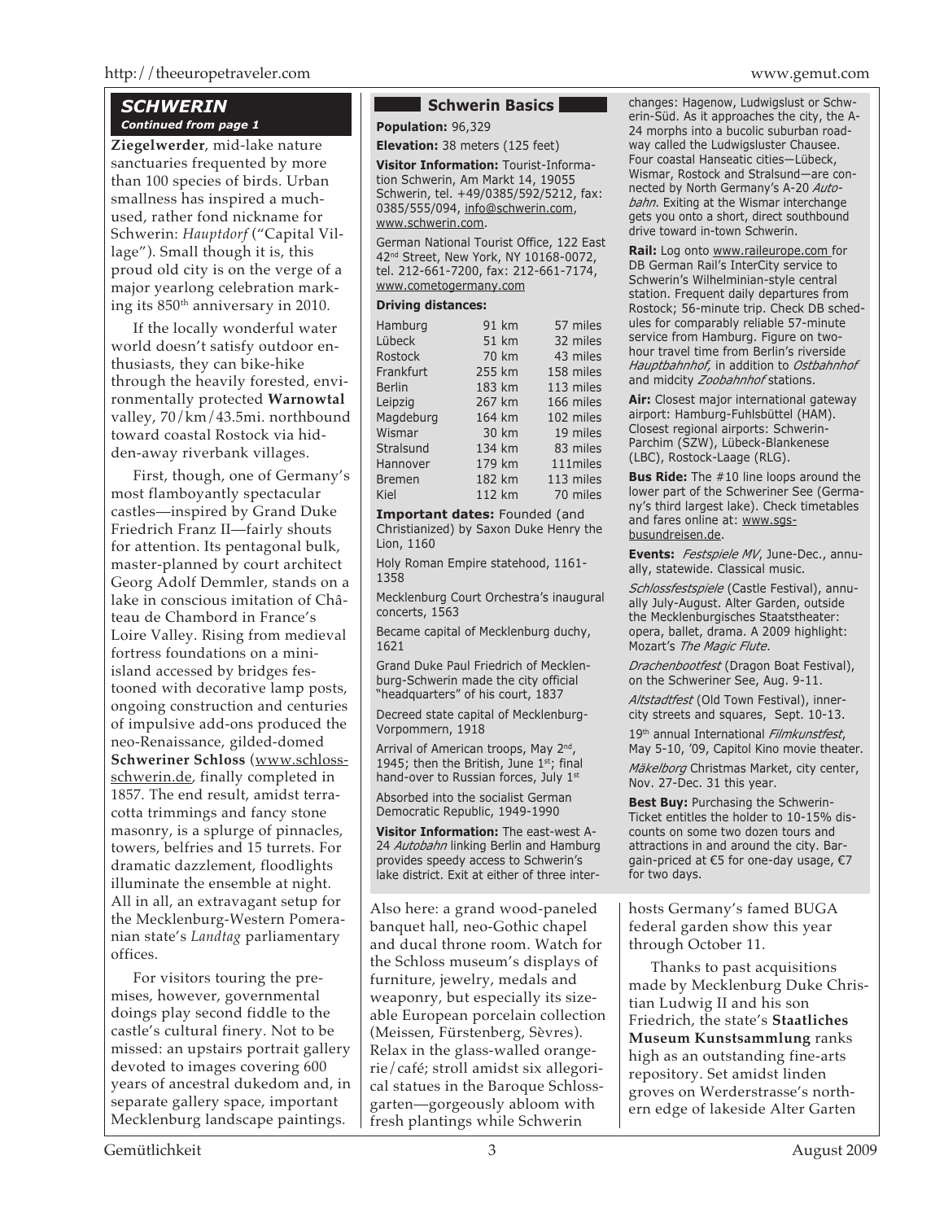## SCHWERIN

*Continued from page 1*

**Ziegelwerder**, mid-lake nature sanctuaries frequented by more than 100 species of birds. Urban smallness has inspired a much-used, rather fond nickname for Schwerin: *Hauptdorf* ("Capital Village"). Small though it is, this proud old city is on the verge of a major yearlong celebration marking its 850th anniversary in 2010.

If the locally wonderful water world doesn't satisfy outdoor enthusiasts, they can bike-hike through the heavily forested, environmentally protected **Warnowtal** valley, 70/km/43.5mi. northbound toward coastal Rostock via hidden-away riverbank villages.

First, though, one of Germany's most flamboyantly spectacular castles—inspired by Grand Duke Friedrich Franz II—fairly shouts for attention. Its pentagonal bulk, master-planned by court architect Georg Adolf Demmler, stands on a lake in conscious imitation of Château de Chambord in France's Loire Valley. Rising from medieval fortress foundations on a mini-island accessed by bridges festooned with decorative lamp posts, ongoing construction and centuries of impulsive add-ons produced the neo-Renaissance, gilded-domed **Schweriner Schloss** (www.schloss-schwerin.de), finally completed in 1857. The end result, amidst terracotta trimmings and fancy stone masonry, is a splurge of pinnacles, towers, belfries and 15 turrets. For dramatic dazzlement, floodlights illuminate the ensemble at night. All in all, an extravagant setup for the Mecklenburg-Western Pomeranian state's *Landtag* parliamentary offices.

For visitors touring the premises, however, governmental doings play second fiddle to the castle's cultural finery. Not to be missed: an upstairs portrait gallery devoted to images covering 600 years of ancestral dukedom and, in separate gallery space, important Mecklenburg landscape paintings.

Also here: a grand wood-paneled banquet hall, neo-Gothic chapel and ducal throne room. Watch for the Schloss museum's displays of furniture, jewelry, medals and weaponry, but especially its sizeable European porcelain collection (Meissen, Fürstenberg, Sèvres). Relax in the glass-walled orangerie/café; stroll amidst six allegorical statues in the Baroque Schlossgarten—gorgeously abloom with fresh plantings while Schwerin hosts Germany's famed BUGA federal garden show this year through October 11.

Thanks to past acquisitions made by Mecklenburg Duke Christian Ludwig II and his son Friedrich, the state's **Staatliches Museum Kunstsammlung** ranks high as an outstanding fine-arts repository. Set amidst linden groves on Werderstrasse's northern edge of lakeside Alter Garten

### Schwerin Basics

**Population:** 96,329

**Elevation:** 38 meters (125 feet)

**Visitor Information:** Tourist-Information Schwerin, Am Markt 14, 19055 Schwerin, tel. +49/0385/592/5212, fax: 0385/555/094, info@schwerin.com, www.schwerin.com.

German National Tourist Office, 122 East 42nd Street, New York, NY 10168-0072, tel. 212-661-7200, fax: 212-661-7174, www.cometogermany.com

**Driving distances:**

| | | |
|---|---|---|
| Hamburg | 91 km | 57 miles |
| Lübeck | 51 km | 32 miles |
| Rostock | 70 km | 43 miles |
| Frankfurt | 255 km | 158 miles |
| Berlin | 183 km | 113 miles |
| Leipzig | 267 km | 166 miles |
| Magdeburg | 164 km | 102 miles |
| Wismar | 30 km | 19 miles |
| Stralsund | 134 km | 83 miles |
| Hannover | 179 km | 111miles |
| Bremen | 182 km | 113 miles |
| Kiel | 112 km | 70 miles |

**Important dates:** Founded (and Christianized) by Saxon Duke Henry the Lion, 1160

Holy Roman Empire statehood, 1161-1358

Mecklenburg Court Orchestra's inaugural concerts, 1563

Became capital of Mecklenburg duchy, 1621

Grand Duke Paul Friedrich of Mecklenburg-Schwerin made the city official "headquarters" of his court, 1837

Decreed state capital of Mecklenburg-Vorpommern, 1918

Arrival of American troops, May 2nd, 1945; then the British, June 1st; final hand-over to Russian forces, July 1st

Absorbed into the socialist German Democratic Republic, 1949-1990

**Visitor Information:** The east-west A-24 *Autobahn* linking Berlin and Hamburg provides speedy access to Schwerin's lake district. Exit at either of three interchanges: Hagenow, Ludwigslust or Schwerin-Süd. As it approaches the city, the A-24 morphs into a bucolic suburban roadway called the Ludwigsluster Chausee. Four coastal Hanseatic cities—Lübeck, Wismar, Rostock and Stralsund—are connected by North Germany's A-20 *Autobahn*. Exiting at the Wismar interchange gets you onto a short, direct southbound drive toward in-town Schwerin.

**Rail:** Log onto www.raileurope.com for DB German Rail's InterCity service to Schwerin's Wilhelminian-style central station. Frequent daily departures from Rostock; 56-minute trip. Check DB schedules for comparably reliable 57-minute service from Hamburg. Figure on two-hour travel time from Berlin's riverside *Hauptbahnhof*, in addition to *Ostbahnhof* and midcity *Zoobahnhof* stations.

**Air:** Closest major international gateway airport: Hamburg-Fuhlsbüttel (HAM). Closest regional airports: Schwerin-Parchim (SZW), Lübeck-Blankenese (LBC), Rostock-Laage (RLG).

**Bus Ride:** The #10 line loops around the lower part of the Schweriner See (Germany's third largest lake). Check timetables and fares online at: www.sgs-busundreisen.de.

**Events:** *Festspiele MV*, June-Dec., annually, statewide. Classical music.

*Schlossfestspiele* (Castle Festival), annually July-August. Alter Garden, outside the Mecklenburgisches Staatstheater: opera, ballet, drama. A 2009 highlight: Mozart's *The Magic Flute*.

*Drachenbootfest* (Dragon Boat Festival), on the Schweriner See, Aug. 9-11.

*Altstadtfest* (Old Town Festival), inner-city streets and squares, Sept. 10-13.

19th annual International *Filmkunstfest*, May 5-10, '09, Capitol Kino movie theater.

*Mäkelborg* Christmas Market, city center, Nov. 27-Dec. 31 this year.

**Best Buy:** Purchasing the Schwerin-Ticket entitles the holder to 10-15% discounts on some two dozen tours and attractions in and around the city. Bargain-priced at €5 for one-day usage, €7 for two days.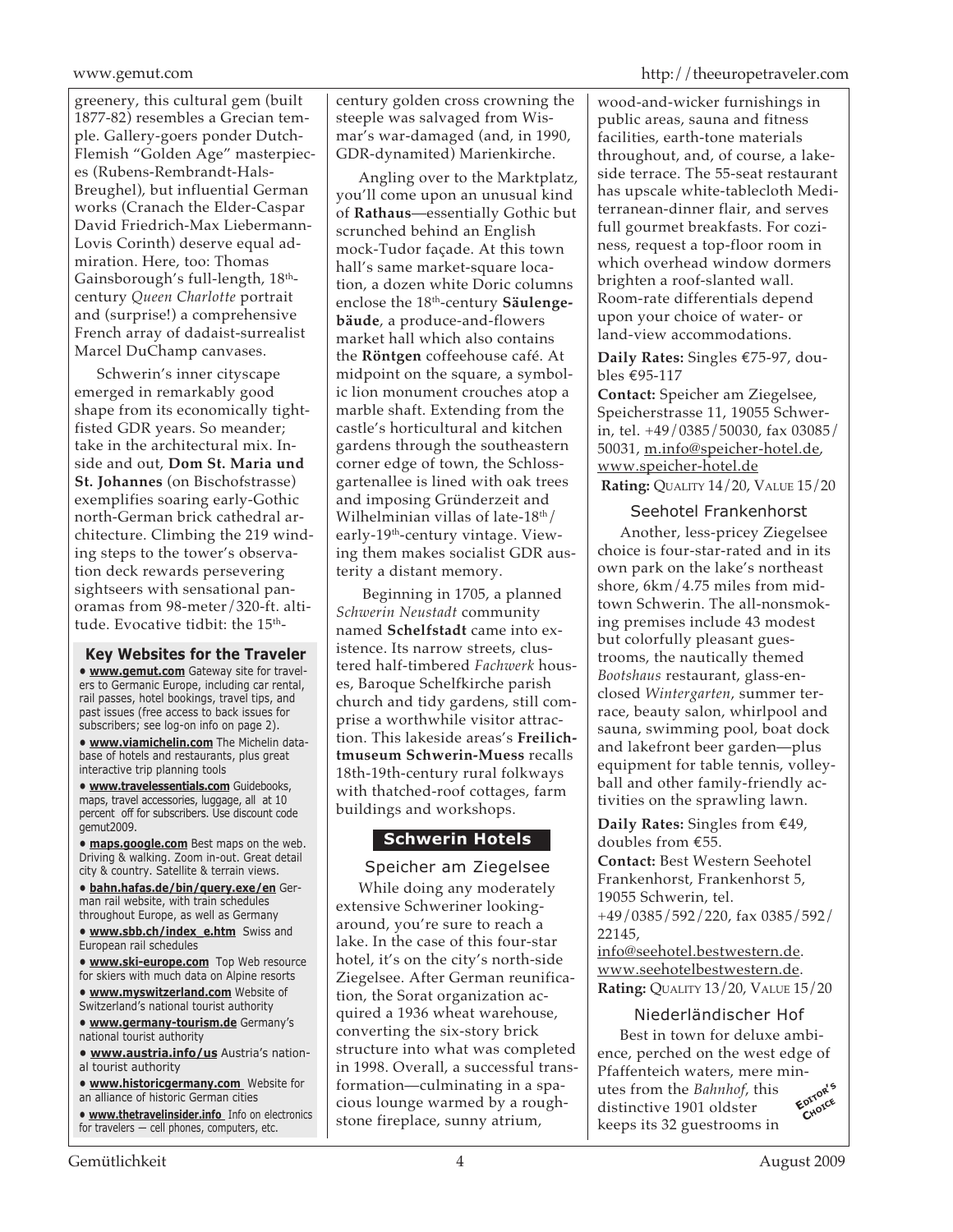greenery, this cultural gem (built 1877-82) resembles a Grecian temple. Gallery-goers ponder Dutch-Flemish "Golden Age" masterpieces (Rubens-Rembrandt-Hals-Breughel), but influential German works (Cranach the Elder-Caspar David Friedrich-Max Liebermann-Lovis Corinth) deserve equal admiration. Here, too: Thomas Gainsborough's full-length, 18th-century *Queen Charlotte* portrait and (surprise!) a comprehensive French array of dadaist-surrealist Marcel DuChamp canvases.

Schwerin's inner cityscape emerged in remarkably good shape from its economically tight-fisted GDR years. So meander; take in the architectural mix. Inside and out, **Dom St. Maria und St. Johannes** (on Bischofstrasse) exemplifies soaring early-Gothic north-German brick cathedral architecture. Climbing the 219 winding steps to the tower's observation deck rewards persevering sightseers with sensational panoramas from 98-meter/320-ft. altitude. Evocative tidbit: the 15th-century golden cross crowning the steeple was salvaged from Wismar's war-damaged (and, in 1990, GDR-dynamited) Marienkirche.

Angling over to the Marktplatz, you'll come upon an unusual kind of **Rathaus**—essentially Gothic but scrunched behind an English mock-Tudor façade. At this town hall's same market-square location, a dozen white Doric columns enclose the 18th-century **Säulengebäude**, a produce-and-flowers market hall which also contains the **Röntgen** coffeehouse café. At midpoint on the square, a symbolic lion monument crouches atop a marble shaft. Extending from the castle's horticultural and kitchen gardens through the southeastern corner edge of town, the Schlossgartenallee is lined with oak trees and imposing Gründerzeit and Wilhelminian villas of late-18th/early-19th-century vintage. Viewing them makes socialist GDR austerity a distant memory.

Beginning in 1705, a planned *Schwerin Neustadt* community named **Schelfstadt** came into existence. Its narrow streets, clustered half-timbered *Fachwerk* houses, Baroque Schelfkirche parish church and tidy gardens, still comprise a worthwhile visitor attraction. This lakeside areas's **Freilichtmuseum Schwerin-Muess** recalls 18th-19th-century rural folkways with thatched-roof cottages, farm buildings and workshops.

### Key Websites for the Traveler

- **www.gemut.com** Gateway site for travelers to Germanic Europe, including car rental, rail passes, hotel bookings, travel tips, and past issues (free access to back issues for subscribers; see log-on info on page 2).
- **www.viamichelin.com** The Michelin database of hotels and restaurants, plus great interactive trip planning tools
- **www.travelessentials.com** Guidebooks, maps, travel accessories, luggage, all at 10 percent off for subscribers. Use discount code gemut2009.
- **maps.google.com** Best maps on the web. Driving & walking. Zoom in-out. Great detail city & country. Satellite & terrain views.
- **bahn.hafas.de/bin/query.exe/en** German rail website, with train schedules throughout Europe, as well as Germany
- **www.sbb.ch/index_e.htm** Swiss and European rail schedules
- **www.ski-europe.com** Top Web resource for skiers with much data on Alpine resorts
- **www.myswitzerland.com** Website of Switzerland's national tourist authority
- **www.germany-tourism.de** Germany's national tourist authority
- **www.austria.info/us** Austria's national tourist authority
- **www.historicgermany.com** Website for an alliance of historic German cities
- **www.thetravelinsider.info** Info on electronics for travelers — cell phones, computers, etc.

## Schwerin Hotels

### Speicher am Ziegelsee

While doing any moderately extensive Schweriner looking-around, you're sure to reach a lake. In the case of this four-star hotel, it's on the city's north-side Ziegelsee. After German reunification, the Sorat organization acquired a 1936 wheat warehouse, converting the six-story brick structure into what was completed in 1998. Overall, a successful transformation—culminating in a spacious lounge warmed by a rough-stone fireplace, sunny atrium, wood-and-wicker furnishings in public areas, sauna and fitness facilities, earth-tone materials throughout, and, of course, a lakeside terrace. The 55-seat restaurant has upscale white-tablecloth Mediterranean-dinner flair, and serves full gourmet breakfasts. For coziness, request a top-floor room in which overhead window dormers brighten a roof-slanted wall. Room-rate differentials depend upon your choice of water- or land-view accommodations.

**Daily Rates:** Singles €75-97, doubles €95-117

**Contact:** Speicher am Ziegelsee, Speicherstrasse 11, 19055 Schwerin, tel. +49/0385/50030, fax 03085/50031, m.info@speicher-hotel.de, www.speicher-hotel.de

**Rating:** Quality 14/20, Value 15/20

### Seehotel Frankenhorst

Another, less-pricey Ziegelsee choice is four-star-rated and in its own park on the lake's northeast shore, 6km/4.75 miles from midtown Schwerin. The all-nonsmoking premises include 43 modest but colorfully pleasant guestrooms, the nautically themed *Bootshaus* restaurant, glass-enclosed *Wintergarten*, summer terrace, beauty salon, whirlpool and sauna, swimming pool, boat dock and lakefront beer garden—plus equipment for table tennis, volleyball and other family-friendly activities on the sprawling lawn.

**Daily Rates:** Singles from €49, doubles from €55.

**Contact:** Best Western Seehotel Frankenhorst, Frankenhorst 5, 19055 Schwerin, tel. +49/0385/592/220, fax 0385/592/22145, info@seehotel.bestwestern.de. www.seehotelbestwestern.de.

**Rating:** Quality 13/20, Value 15/20

### Niederländischer Hof

Editor's Choice

Best in town for deluxe ambience, perched on the west edge of Pfaffenteich waters, mere minutes from the *Bahnhof*, this distinctive 1901 oldster keeps its 32 guestrooms in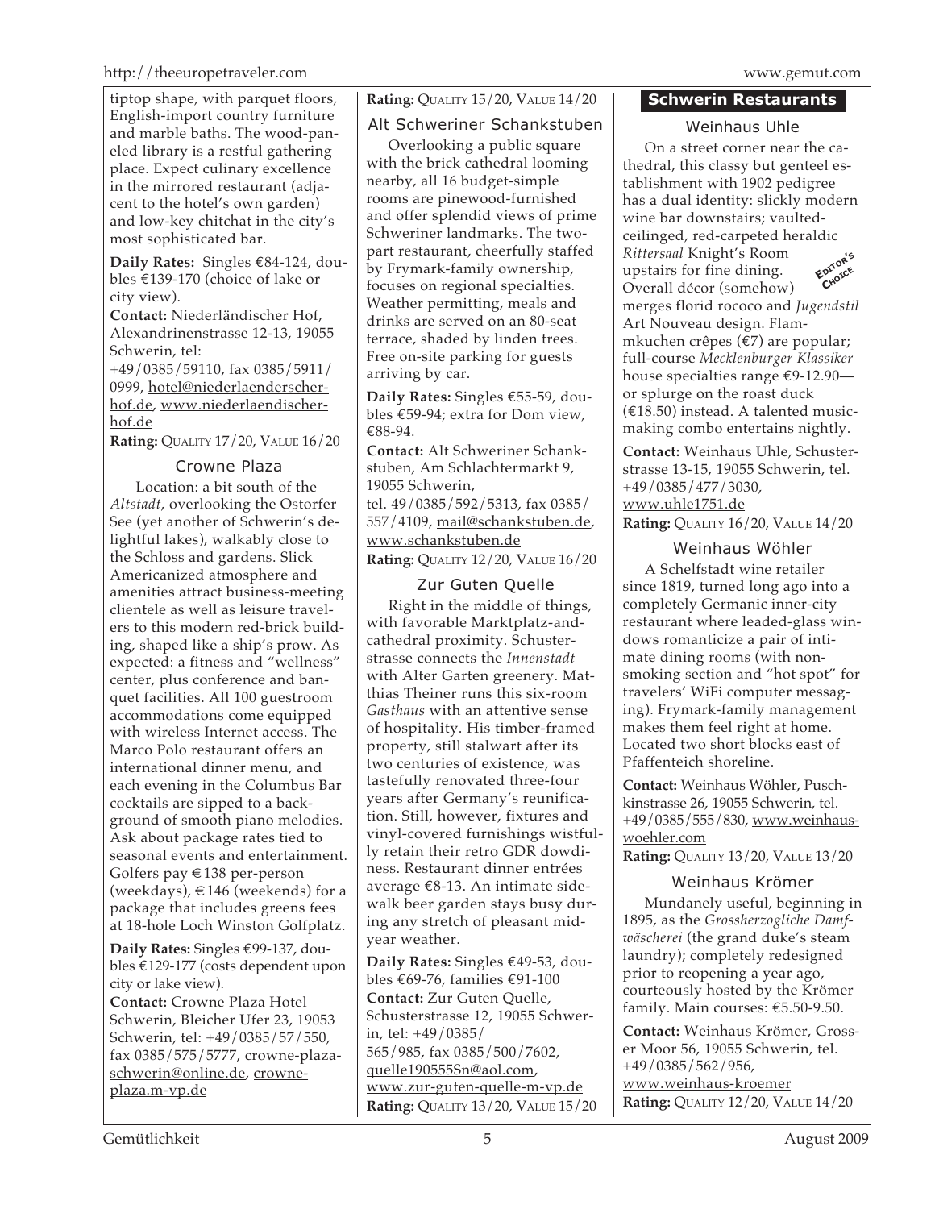tiptop shape, with parquet floors, English-import country furniture and marble baths. The wood-paneled library is a restful gathering place. Expect culinary excellence in the mirrored restaurant (adjacent to the hotel's own garden) and low-key chitchat in the city's most sophisticated bar.

**Daily Rates:** Singles €84-124, doubles €139-170 (choice of lake or city view).

**Contact:** Niederländischer Hof, Alexandrinenstrasse 12-13, 19055 Schwerin, tel: +49/0385/59110, fax 0385/5911/0999, hotel@niederlaenderscherhof.de, www.niederlaendischerhof.de

**Rating:** QUALITY 17/20, VALUE 16/20

### Crowne Plaza

Location: a bit south of the *Altstadt*, overlooking the Ostorfer See (yet another of Schwerin's delightful lakes), walkably close to the Schloss and gardens. Slick Americanized atmosphere and amenities attract business-meeting clientele as well as leisure travelers to this modern red-brick building, shaped like a ship's prow. As expected: a fitness and "wellness" center, plus conference and banquet facilities. All 100 guestroom accommodations come equipped with wireless Internet access. The Marco Polo restaurant offers an international dinner menu, and each evening in the Columbus Bar cocktails are sipped to a background of smooth piano melodies. Ask about package rates tied to seasonal events and entertainment. Golfers pay €138 per-person (weekdays), €146 (weekends) for a package that includes greens fees at 18-hole Loch Winston Golfplatz.

**Daily Rates:** Singles €99-137, doubles €129-177 (costs dependent upon city or lake view).

**Contact:** Crowne Plaza Hotel Schwerin, Bleicher Ufer 23, 19053 Schwerin, tel: +49/0385/57/550, fax 0385/575/5777, crowne-plaza-schwerin@online.de, crowne-plaza.m-vp.de

**Rating:** QUALITY 15/20, VALUE 14/20

### Alt Schweriner Schankstuben

Overlooking a public square with the brick cathedral looming nearby, all 16 budget-simple rooms are pinewood-furnished and offer splendid views of prime Schweriner landmarks. The two-part restaurant, cheerfully staffed by Frymark-family ownership, focuses on regional specialties. Weather permitting, meals and drinks are served on an 80-seat terrace, shaded by linden trees. Free on-site parking for guests arriving by car.

**Daily Rates:** Singles €55-59, doubles €59-94; extra for Dom view, €88-94.

**Contact:** Alt Schweriner Schankstuben, Am Schlachtermarkt 9, 19055 Schwerin, tel. 49/0385/592/5313, fax 0385/557/4109, mail@schankstuben.de, www.schankstuben.de

**Rating:** QUALITY 12/20, VALUE 16/20

### Zur Guten Quelle

Right in the middle of things, with favorable Marktplatz-and-cathedral proximity. Schusterstrasse connects the *Innenstadt* with Alter Garten greenery. Matthias Theiner runs this six-room *Gasthaus* with an attentive sense of hospitality. His timber-framed property, still stalwart after its two centuries of existence, was tastefully renovated three-four years after Germany's reunification. Still, however, fixtures and vinyl-covered furnishings wistfully retain their retro GDR dowdiness. Restaurant dinner entrées average €8-13. An intimate sidewalk beer garden stays busy during any stretch of pleasant mid-year weather.

**Daily Rates:** Singles €49-53, doubles €69-76, families €91-100

**Contact:** Zur Guten Quelle, Schusterstrasse 12, 19055 Schwerin, tel: +49/0385/565/985, fax 0385/500/7602, quelle190555Sn@aol.com, www.zur-guten-quelle-m-vp.de

**Rating:** QUALITY 13/20, VALUE 15/20

## Schwerin Restaurants

### Weinhaus Uhle

EDITOR'S CHOICE

On a street corner near the cathedral, this classy but genteel establishment with 1902 pedigree has a dual identity: slickly modern wine bar downstairs; vaulted-ceilinged, red-carpeted heraldic *Rittersaal* Knight's Room upstairs for fine dining. Overall décor (somehow) merges florid rococo and *Jugendstil* Art Nouveau design. Flammkuchen crêpes (€7) are popular; full-course *Mecklenburger Klassiker* house specialties range €9-12.90—or splurge on the roast duck (€18.50) instead. A talented music-making combo entertains nightly.

**Contact:** Weinhaus Uhle, Schusterstrasse 13-15, 19055 Schwerin, tel. +49/0385/477/3030, www.uhle1751.de

**Rating:** QUALITY 16/20, VALUE 14/20

### Weinhaus Wöhler

A Schelfstadt wine retailer since 1819, turned long ago into a completely Germanic inner-city restaurant where leaded-glass windows romanticize a pair of intimate dining rooms (with non-smoking section and "hot spot" for travelers' WiFi computer messaging). Frymark-family management makes them feel right at home. Located two short blocks east of Pfaffenteich shoreline.

**Contact:** Weinhaus Wöhler, Puschkinstrasse 26, 19055 Schwerin, tel. +49/0385/555/830, www.weinhaus-woehler.com

**Rating:** QUALITY 13/20, VALUE 13/20

### Weinhaus Krömer

Mundanely useful, beginning in 1895, as the *Grossherzogliche Damfwäscherei* (the grand duke's steam laundry); completely redesigned prior to reopening a year ago, courteously hosted by the Krömer family. Main courses: €5.50-9.50.

**Contact:** Weinhaus Krömer, Grosser Moor 56, 19055 Schwerin, tel. +49/0385/562/956, www.weinhaus-kroemer

**Rating:** QUALITY 12/20, VALUE 14/20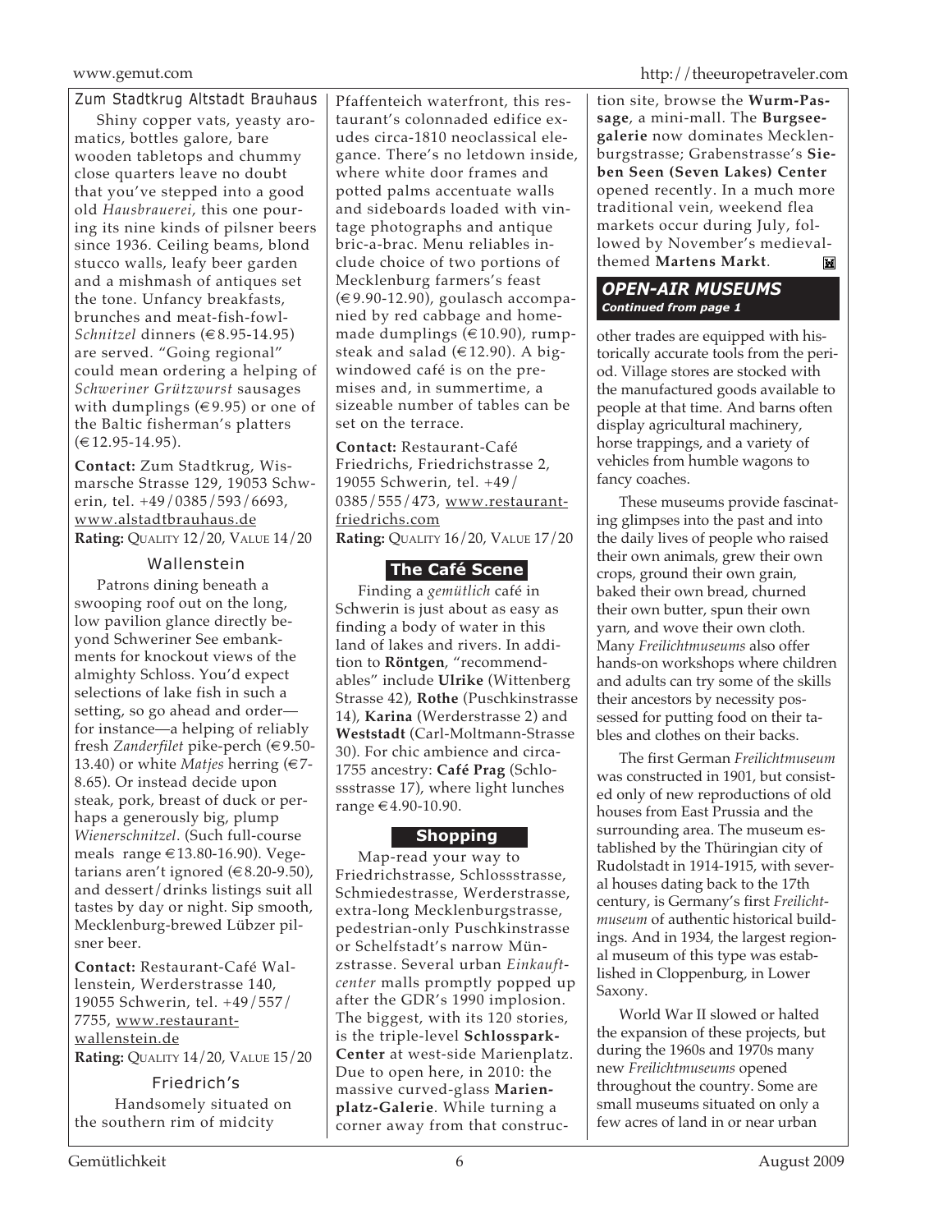### Zum Stadtkrug Altstadt Brauhaus

Shiny copper vats, yeasty aromatics, bottles galore, bare wooden tabletops and chummy close quarters leave no doubt that you've stepped into a good old *Hausbrauerei*, this one pouring its nine kinds of pilsner beers since 1936. Ceiling beams, blond stucco walls, leafy beer garden and a mishmash of antiques set the tone. Unfancy breakfasts, brunches and meat-fish-fowl-*Schnitzel* dinners (€8.95-14.95) are served. "Going regional" could mean ordering a helping of *Schweriner Grützwurst* sausages with dumplings (€9.95) or one of the Baltic fisherman's platters (€12.95-14.95).

**Contact:** Zum Stadtkrug, Wismarsche Strasse 129, 19053 Schwerin, tel. +49/0385/593/6693, www.alstadtbrauhaus.de
**Rating:** QUALITY 12/20, VALUE 14/20

### Wallenstein

Patrons dining beneath a swooping roof out on the long, low pavilion glance directly beyond Schweriner See embankments for knockout views of the almighty Schloss. You'd expect selections of lake fish in such a setting, so go ahead and order—for instance—a helping of reliably fresh *Zanderfilet* pike-perch (€9.50-13.40) or white *Matjes* herring (€7-8.65). Or instead decide upon steak, pork, breast of duck or perhaps a generously big, plump *Wienerschnitzel*. (Such full-course meals range €13.80-16.90). Vegetarians aren't ignored (€8.20-9.50), and dessert/drinks listings suit all tastes by day or night. Sip smooth, Mecklenburg-brewed Lübzer pilsner beer.

**Contact:** Restaurant-Café Wallenstein, Werderstrasse 140, 19055 Schwerin, tel. +49/557/7755, www.restaurant-wallenstein.de
**Rating:** QUALITY 14/20, VALUE 15/20

### Friedrich's

Handsomely situated on the southern rim of midcity Pfaffenteich waterfront, this restaurant's colonnaded edifice exudes circa-1810 neoclassical elegance. There's no letdown inside, where white door frames and potted palms accentuate walls and sideboards loaded with vintage photographs and antique bric-a-brac. Menu reliables include choice of two portions of Mecklenburg farmers's feast (€9.90-12.90), goulasch accompanied by red cabbage and homemade dumplings (€10.90), rumpsteak and salad (€12.90). A big-windowed café is on the premises and, in summertime, a sizeable number of tables can be set on the terrace.

**Contact:** Restaurant-Café Friedrichs, Friedrichstrasse 2, 19055 Schwerin, tel. +49/0385/555/473, www.restaurant-friedrichs.com
**Rating:** QUALITY 16/20, VALUE 17/20

### The Café Scene

Finding a *gemütlich* café in Schwerin is just about as easy as finding a body of water in this land of lakes and rivers. In addition to **Röntgen**, "recommendables" include **Ulrike** (Wittenberg Strasse 42), **Rothe** (Puschkinstrasse 14), **Karina** (Werderstrasse 2) and **Weststadt** (Carl-Moltmann-Strasse 30). For chic ambience and circa-1755 ancestry: **Café Prag** (Schlossstrasse 17), where light lunches range €4.90-10.90.

### Shopping

Map-read your way to Friedrichstrasse, Schlossstrasse, Schmiedestrasse, Werderstrasse, extra-long Mecklenburgstrasse, pedestrian-only Puschkinstrasse or Schelfstadt's narrow Münzstrasse. Several urban *Einkauftcenter* malls promptly popped up after the GDR's 1990 implosion. The biggest, with its 120 stories, is the triple-level **Schlosspark-Center** at west-side Marienplatz. Due to open here, in 2010: the massive curved-glass **Marienplatz-Galerie**. While turning a corner away from that construction site, browse the **Wurm-Passage**, a mini-mall. The **Burgseegalerie** now dominates Mecklenburgstrasse; Grabenstrasse's **Sieben Seen (Seven Lakes) Center** opened recently. In a much more traditional vein, weekend flea markets occur during July, followed by November's medieval-themed **Martens Markt**.

## *OPEN-AIR MUSEUMS*

***Continued from page 1***

other trades are equipped with historically accurate tools from the period. Village stores are stocked with the manufactured goods available to people at that time. And barns often display agricultural machinery, horse trappings, and a variety of vehicles from humble wagons to fancy coaches.

These museums provide fascinating glimpses into the past and into the daily lives of people who raised their own animals, grew their own crops, ground their own grain, baked their own bread, churned their own butter, spun their own yarn, and wove their own cloth. Many *Freilichtmuseums* also offer hands-on workshops where children and adults can try some of the skills their ancestors by necessity possessed for putting food on their tables and clothes on their backs.

The first German *Freilichtmuseum* was constructed in 1901, but consisted only of new reproductions of old houses from East Prussia and the surrounding area. The museum established by the Thüringian city of Rudolstadt in 1914-1915, with several houses dating back to the 17th century, is Germany's first *Freilichtmuseum* of authentic historical buildings. And in 1934, the largest regional museum of this type was established in Cloppenburg, in Lower Saxony.

World War II slowed or halted the expansion of these projects, but during the 1960s and 1970s many new *Freilichtmuseums* opened throughout the country. Some are small museums situated on only a few acres of land in or near urban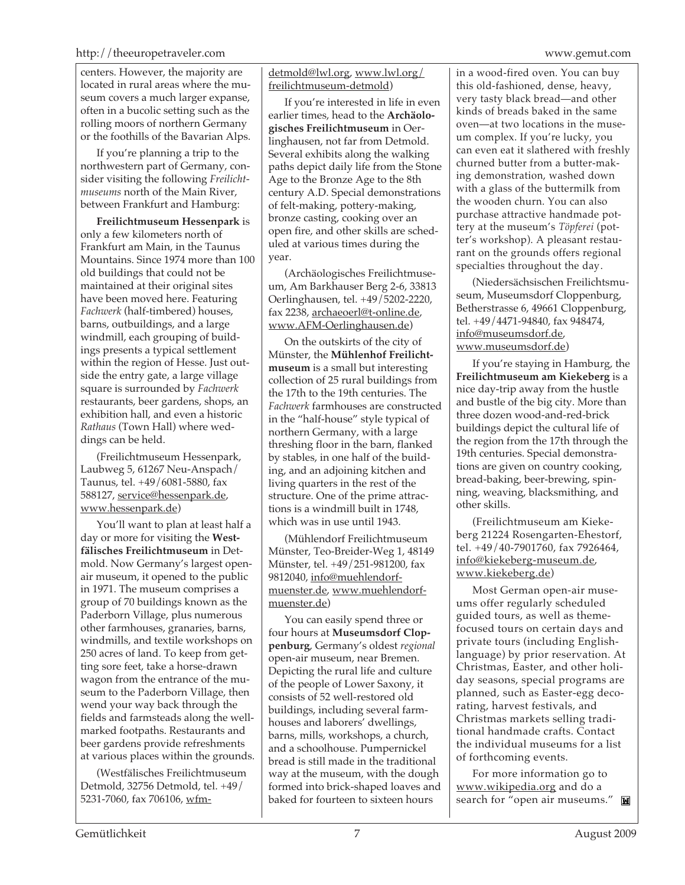centers. However, the majority are located in rural areas where the museum covers a much larger expanse, often in a bucolic setting such as the rolling moors of northern Germany or the foothills of the Bavarian Alps.

If you're planning a trip to the northwestern part of Germany, consider visiting the following *Freilichtmuseums* north of the Main River, between Frankfurt and Hamburg:

**Freilichtmuseum Hessenpark** is only a few kilometers north of Frankfurt am Main, in the Taunus Mountains. Since 1974 more than 100 old buildings that could not be maintained at their original sites have been moved here. Featuring *Fachwerk* (half-timbered) houses, barns, outbuildings, and a large windmill, each grouping of buildings presents a typical settlement within the region of Hesse. Just outside the entry gate, a large village square is surrounded by *Fachwerk* restaurants, beer gardens, shops, an exhibition hall, and even a historic *Rathaus* (Town Hall) where weddings can be held.

(Freilichtmuseum Hessenpark, Laubweg 5, 61267 Neu-Anspach/Taunus, tel. +49/6081-5880, fax 588127, service@hessenpark.de, www.hessenpark.de)

You'll want to plan at least half a day or more for visiting the **Westfälisches Freilichtmuseum** in Detmold. Now Germany's largest open-air museum, it opened to the public in 1971. The museum comprises a group of 70 buildings known as the Paderborn Village, plus numerous other farmhouses, granaries, barns, windmills, and textile workshops on 250 acres of land. To keep from getting sore feet, take a horse-drawn wagon from the entrance of the museum to the Paderborn Village, then wend your way back through the fields and farmsteads along the well-marked footpaths. Restaurants and beer gardens provide refreshments at various places within the grounds.

(Westfälisches Freilichtmuseum Detmold, 32756 Detmold, tel. +49/5231-7060, fax 706106, wfm-detmold@lwl.org, www.lwl.org/freilichtmuseum-detmold)

If you're interested in life in even earlier times, head to the **Archäologisches Freilichtmuseum** in Oerlinghausen, not far from Detmold. Several exhibits along the walking paths depict daily life from the Stone Age to the Bronze Age to the 8th century A.D. Special demonstrations of felt-making, pottery-making, bronze casting, cooking over an open fire, and other skills are scheduled at various times during the year.

(Archäologisches Freilichtmuseum, Am Barkhauser Berg 2-6, 33813 Oerlinghausen, tel. +49/5202-2220, fax 2238, archaeoerl@t-online.de, www.AFM-Oerlinghausen.de)

On the outskirts of the city of Münster, the **Mühlenhof Freilichtmuseum** is a small but interesting collection of 25 rural buildings from the 17th to the 19th centuries. The *Fachwerk* farmhouses are constructed in the "half-house" style typical of northern Germany, with a large threshing floor in the barn, flanked by stables, in one half of the building, and an adjoining kitchen and living quarters in the rest of the structure. One of the prime attractions is a windmill built in 1748, which was in use until 1943.

(Mühlendorf Freilichtmuseum Münster, Teo-Breider-Weg 1, 48149 Münster, tel. +49/251-981200, fax 9812040, info@muehlendorf-muenster.de, www.muehlendorf-muenster.de)

You can easily spend three or four hours at **Museumsdorf Cloppenburg**, Germany's oldest *regional* open-air museum, near Bremen. Depicting the rural life and culture of the people of Lower Saxony, it consists of 52 well-restored old buildings, including several farmhouses and laborers' dwellings, barns, mills, workshops, a church, and a schoolhouse. Pumpernickel bread is still made in the traditional way at the museum, with the dough formed into brick-shaped loaves and baked for fourteen to sixteen hours in a wood-fired oven. You can buy this old-fashioned, dense, heavy, very tasty black bread—and other kinds of breads baked in the same oven—at two locations in the museum complex. If you're lucky, you can even eat it slathered with freshly churned butter from a butter-making demonstration, washed down with a glass of the buttermilk from the wooden churn. You can also purchase attractive handmade pottery at the museum's *Töpferei* (potter's workshop). A pleasant restaurant on the grounds offers regional specialties throughout the day.

(Niedersächsischen Freilichtsmuseum, Museumsdorf Cloppenburg, Betherstrasse 6, 49661 Cloppenburg, tel. +49/4471-94840, fax 948474, info@museumsdorf.de, www.museumsdorf.de)

If you're staying in Hamburg, the **Freilichtmuseum am Kiekeberg** is a nice day-trip away from the hustle and bustle of the big city. More than three dozen wood-and-red-brick buildings depict the cultural life of the region from the 17th through the 19th centuries. Special demonstrations are given on country cooking, bread-baking, beer-brewing, spinning, weaving, blacksmithing, and other skills.

(Freilichtmuseum am Kiekeberg 21224 Rosengarten-Ehestorf, tel. +49/40-7901760, fax 7926464, info@kiekeberg-museum.de, www.kiekeberg.de)

Most German open-air museums offer regularly scheduled guided tours, as well as theme-focused tours on certain days and private tours (including English-language) by prior reservation. At Christmas, Easter, and other holiday seasons, special programs are planned, such as Easter-egg decorating, harvest festivals, and Christmas markets selling traditional handmade crafts. Contact the individual museums for a list of forthcoming events.

For more information go to www.wikipedia.org and do a search for "open air museums."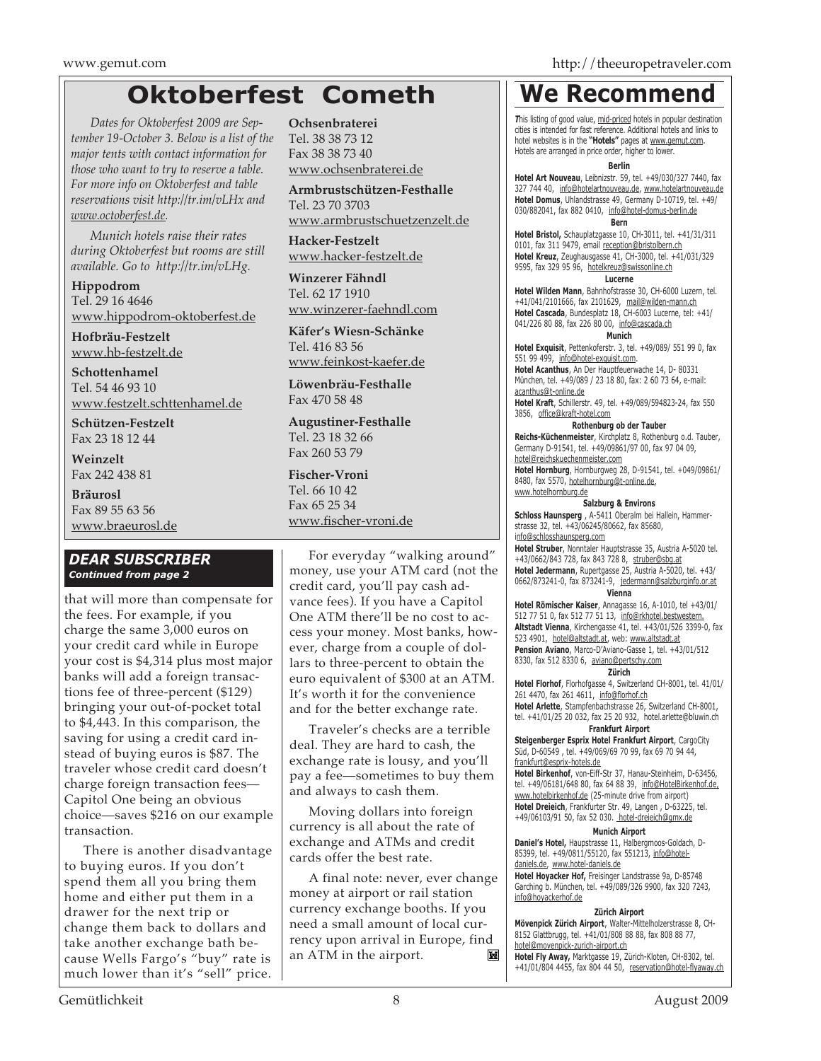# Oktoberfest Cometh

*Dates for Oktoberfest 2009 are September 19-October 3. Below is a list of the major tents with contact information for those who want to try to reserve a table. For more info on Oktoberfest and table reservations visit http://tr.im/vLHx and www.octoberfest.de.*

*Munich hotels raise their rates during Oktoberfest but rooms are still available. Go to http://tr.im/vLHg.*

**Hippodrom**
Tel. 29 16 4646
www.hippodrom-oktoberfest.de

**Hofbräu-Festzelt**
www.hb-festzelt.de

**Schottenhamel**
Tel. 54 46 93 10
www.festzelt.schttenhamel.de

**Schützen-Festzelt**
Fax 23 18 12 44

**Weinzelt**
Fax 242 438 81

**Bräurosl**
Fax 89 55 63 56
www.braeurosl.de

**Ochsenbraterei**
Tel. 38 38 73 12
Fax 38 38 73 40
www.ochsenbraterei.de

**Armbrustschützen-Festhalle**
Tel. 23 70 3703
www.armbrustschuetzenzelt.de

**Hacker-Festzelt**
www.hacker-festzelt.de

**Winzerer Fähndl**
Tel. 62 17 1910
ww.winzerer-faehndl.com

**Käfer's Wiesn-Schänke**
Tel. 416 83 56
www.feinkost-kaefer.de

**Löwenbräu-Festhalle**
Fax 470 58 48

**Augustiner-Festhalle**
Tel. 23 18 32 66
Fax 260 53 79

**Fischer-Vroni**
Tel. 66 10 42
Fax 65 25 34
www.fischer-vroni.de

## *DEAR SUBSCRIBER*

***Continued from page 2***

that will more than compensate for the fees. For example, if you charge the same 3,000 euros on your credit card while in Europe your cost is $4,314 plus most major banks will add a foreign transactions fee of three-percent ($129) bringing your out-of-pocket total to $4,443. In this comparison, the saving for using a credit card instead of buying euros is $87. The traveler whose credit card doesn't charge foreign transaction fees—Capitol One being an obvious choice—saves $216 on our example transaction.

There is another disadvantage to buying euros. If you don't spend them all you bring them home and either put them in a drawer for the next trip or change them back to dollars and take another exchange bath because Wells Fargo's "buy" rate is much lower than it's "sell" price.

For everyday "walking around" money, use your ATM card (not the credit card, you'll pay cash advance fees). If you have a Capitol One ATM there'll be no cost to access your money. Most banks, however, charge from a couple of dollars to three-percent to obtain the euro equivalent of $300 at an ATM. It's worth it for the convenience and for the better exchange rate.

Traveler's checks are a terrible deal. They are hard to cash, the exchange rate is lousy, and you'll pay a fee—sometimes to buy them and always to cash them.

Moving dollars into foreign currency is all about the rate of exchange and ATMs and credit cards offer the best rate.

A final note: never, ever change money at airport or rail station currency exchange booths. If you need a small amount of local currency upon arrival in Europe, find an ATM in the airport.

# We Recommend

*This listing of good value, mid-priced hotels in popular destination cities is intended for fast reference. Additional hotels and links to hotel websites is in the **"Hotels"** pages at www.gemut.com. Hotels are arranged in price order, higher to lower.*

**Berlin**

**Hotel Art Nouveau**, Leibnizstr. 59, tel. +49/030/327 7440, fax 327 744 40, info@hotelartnouveau.de, www.hotelartnouveau.de
**Hotel Domus**, Uhlandstrasse 49, Germany D-10719, tel. +49/030/882041, fax 882 0410, info@hotel-domus-berlin.de

**Bern**

**Hotel Bristol,** Schauplatzgasse 10, CH-3011, tel. +41/31/311 0101, fax 311 9479, email reception@bristolbern.ch
**Hotel Kreuz**, Zeughausgasse 41, CH-3000, tel. +41/031/329 9595, fax 329 95 96, hotelkreuz@swissonline.ch

**Lucerne**

**Hotel Wilden Mann**, Bahnhofstrasse 30, CH-6000 Luzern, tel. +41/041/2101666, fax 2101629, mail@wilden-mann.ch
**Hotel Cascada**, Bundesplatz 18, CH-6003 Lucerne, tel: +41/041/226 80 88, fax 226 80 00, info@cascada.ch

**Munich**

**Hotel Exquisit**, Pettenkoferstr. 3, tel. +49/089/ 551 99 0, fax 551 99 499, info@hotel-exquisit.com.
**Hotel Acanthus**, An Der Hauptfeuerwache 14, D- 80331 München, tel. +49/089 / 23 18 80, fax: 2 60 73 64, e-mail: acanthus@t-online.de
**Hotel Kraft**, Schillerstr. 49, tel. +49/089/594823-24, fax 550 3856, office@kraft-hotel.com

**Rothenburg ob der Tauber**

**Reichs-Küchenmeister**, Kirchplatz 8, Rothenburg o.d. Tauber, Germany D-91541, tel. +49/09861/97 00, fax 97 04 09, hotel@reichskuechenmeister.com
**Hotel Hornburg**, Hornburgweg 28, D-91541, tel. +049/09861/8480, fax 5570, hotelhornburg@t-online.de, www.hotelhornburg.de

**Salzburg & Environs**

**Schloss Haunsperg** , A-5411 Oberalm bei Hallein, Hammerstrasse 32, tel. +43/06245/80662, fax 85680, info@schlosshaunsperg.com
**Hotel Struber**, Nonntaler Hauptstrasse 35, Austria A-5020 tel. +43/0662/843 728, fax 843 728 8, struber@sbg.at
**Hotel Jedermann**, Rupertgasse 25, Austria A-5020, tel. +43/0662/873241-0, fax 873241-9, jedermann@salzburginfo.or.at

**Vienna**

**Hotel Römischer Kaiser**, Annagasse 16, A-1010, tel +43/01/512 77 51 0, fax 512 77 51 13, info@rkhotel.bestwestern.
**Altstadt Vienna**, Kirchengasse 41, tel. +43/01/526 3399-0, fax 523 4901, hotel@altstadt.at, web: www.altstadt.at
**Pension Aviano**, Marco-D'Aviano-Gasse 1, tel. +43/01/512 8330, fax 512 8330 6, aviano@pertschy.com

**Zürich**

**Hotel Florhof**, Florhofgasse 4, Switzerland CH-8001, tel. 41/01/261 4470, fax 261 4611, info@florhof.ch
**Hotel Arlette**, Stampfenbachstrasse 26, Switzerland CH-8001, tel. +41/01/25 20 032, fax 25 20 932, hotel.arlette@bluwin.ch

**Frankfurt Airport**

**Steigenberger Esprix Hotel Frankfurt Airport**, CargoCity Süd, D-60549 , tel. +49/069/69 70 99, fax 69 70 94 44, frankfurt@esprix-hotels.de
**Hotel Birkenhof**, von-Eiff-Str 37, Hanau-Steinheim, D-63456, tel. +49/06181/648 80, fax 64 88 39, info@HotelBirkenhof.de, www.hotelbirkenhof.de (25-minute drive from airport)
**Hotel Dreieich**, Frankfurter Str. 49, Langen , D-63225, tel. +49/06103/91 50, fax 52 030. hotel-dreieich@gmx.de

**Munich Airport**

**Daniel's Hotel,** Haupstrasse 11, Halbergmoos-Goldach, D-85399, tel. +49/0811/55120, fax 551213, info@hotel-daniels.de, www.hotel-daniels.de
**Hotel Hoyacker Hof,** Freisinger Landstrasse 9a, D-85748 Garching b. München, tel. +49/089/326 9900, fax 320 7243, info@hoyackerhof.de

**Zürich Airport**

**Mövenpick Zürich Airport**, Walter-Mittelholzerstrasse 8, CH-8152 Glattbrugg, tel. +41/01/808 88 88, fax 808 88 77, hotel@movenpick-zurich-airport.ch
**Hotel Fly Away,** Marktgasse 19, Zürich-Kloten, CH-8302, tel. +41/01/804 4455, fax 804 44 50, reservation@hotel-flyaway.ch